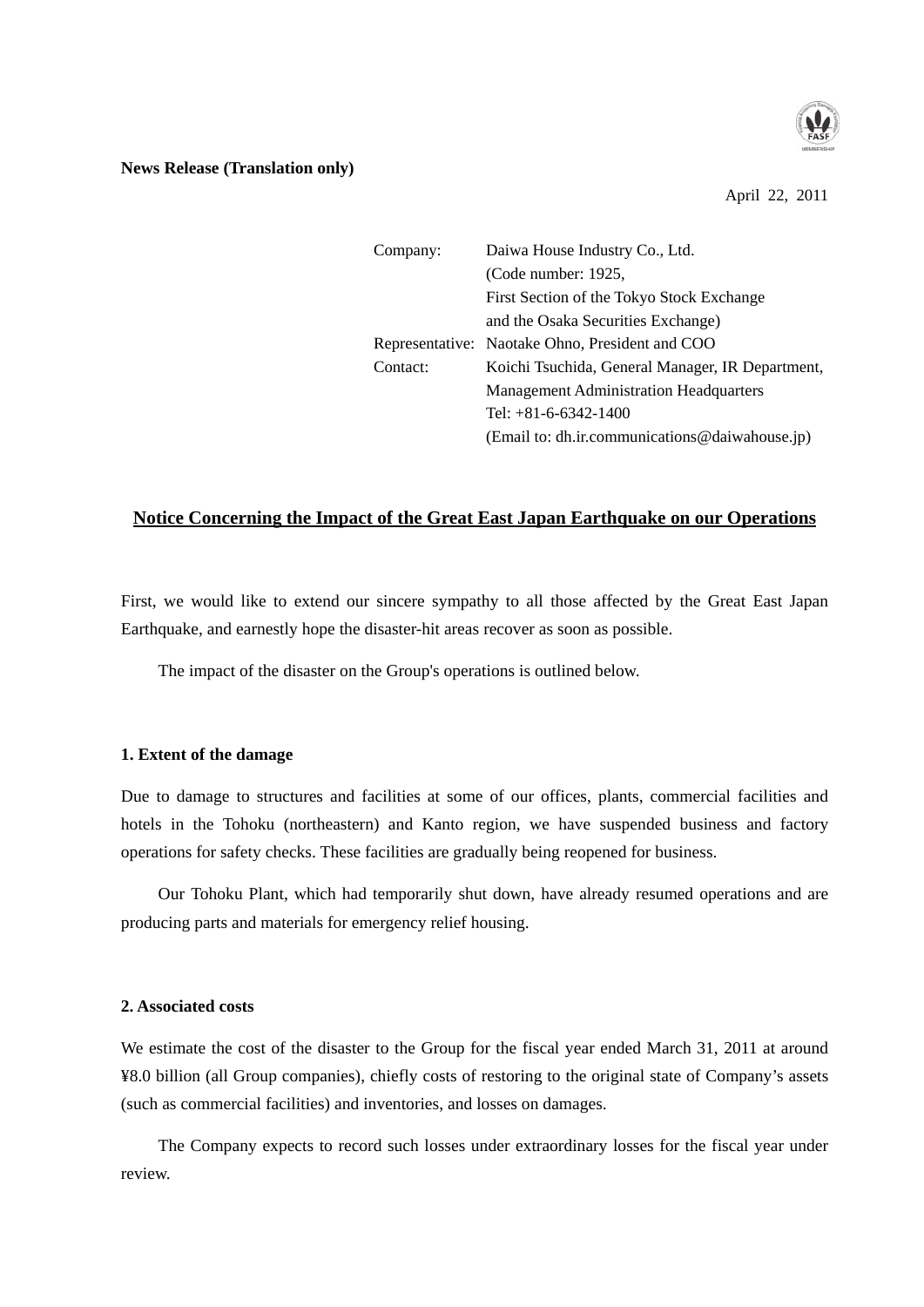**News Release (Translation only)**

April 22, 2011

| | |
|---|---|
| Company: | Daiwa House Industry Co., Ltd. |
| | (Code number: 1925, |
| | First Section of the Tokyo Stock Exchange |
| | and the Osaka Securities Exchange) |
| Representative: | Naotake Ohno, President and COO |
| Contact: | Koichi Tsuchida, General Manager, IR Department, |
| | Management Administration Headquarters |
| | Tel: +81-6-6342-1400 |
| | (Email to: dh.ir.communications@daiwahouse.jp) |

# Notice Concerning the Impact of the Great East Japan Earthquake on our Operations

First, we would like to extend our sincere sympathy to all those affected by the Great East Japan Earthquake, and earnestly hope the disaster-hit areas recover as soon as possible.

The impact of the disaster on the Group's operations is outlined below.

### 1. Extent of the damage

Due to damage to structures and facilities at some of our offices, plants, commercial facilities and hotels in the Tohoku (northeastern) and Kanto region, we have suspended business and factory operations for safety checks. These facilities are gradually being reopened for business.

Our Tohoku Plant, which had temporarily shut down, have already resumed operations and are producing parts and materials for emergency relief housing.

### 2. Associated costs

We estimate the cost of the disaster to the Group for the fiscal year ended March 31, 2011 at around ¥8.0 billion (all Group companies), chiefly costs of restoring to the original state of Company's assets (such as commercial facilities) and inventories, and losses on damages.

The Company expects to record such losses under extraordinary losses for the fiscal year under review.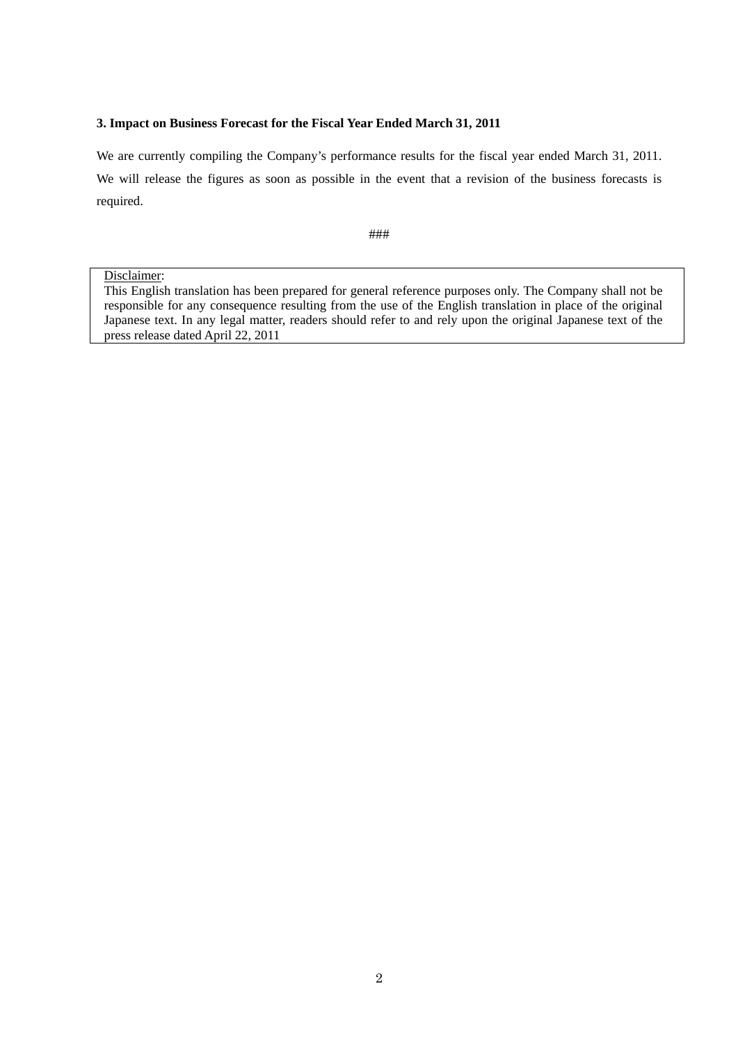**3. Impact on Business Forecast for the Fiscal Year Ended March 31, 2011**

We are currently compiling the Company's performance results for the fiscal year ended March 31, 2011. We will release the figures as soon as possible in the event that a revision of the business forecasts is required.

###

Disclaimer:
This English translation has been prepared for general reference purposes only. The Company shall not be responsible for any consequence resulting from the use of the English translation in place of the original Japanese text. In any legal matter, readers should refer to and rely upon the original Japanese text of the press release dated April 22, 2011